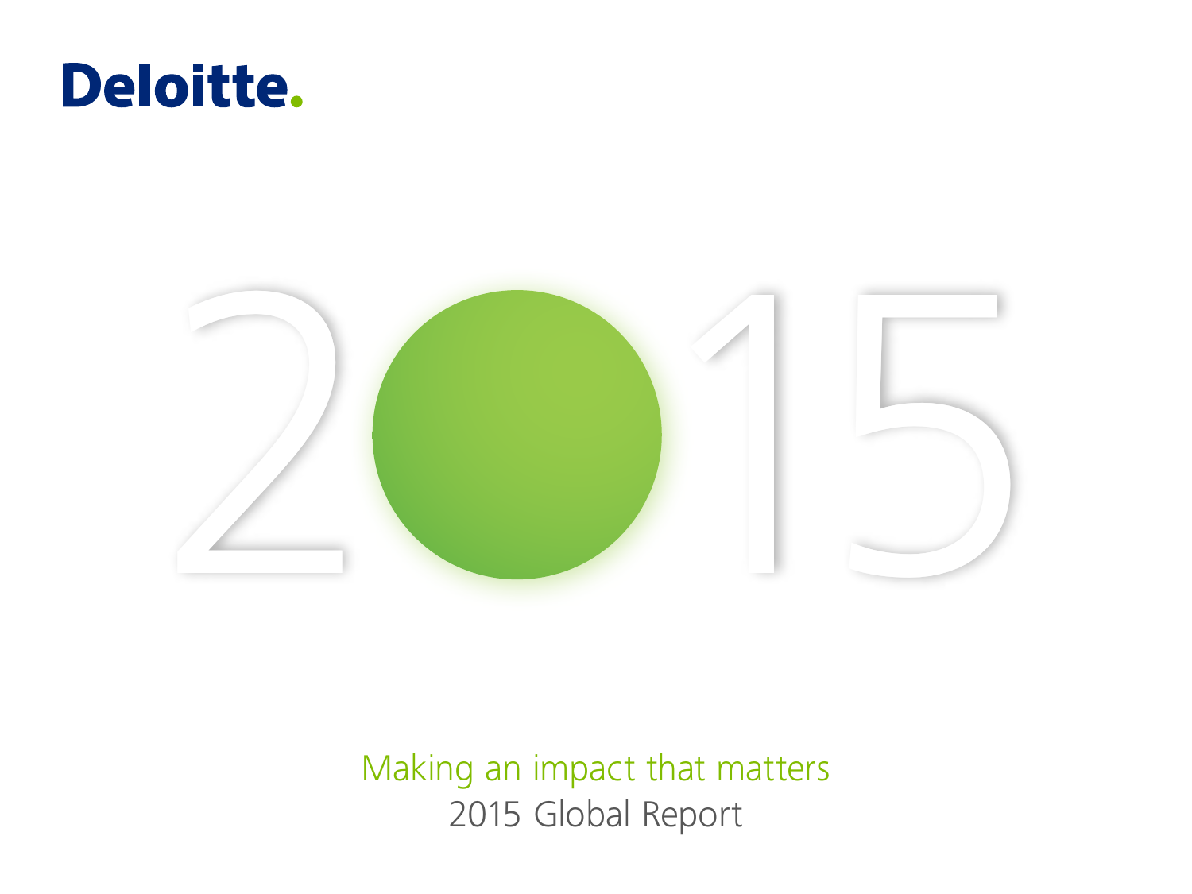Deloitte.

# 2015

## Making an impact that matters

2015 Global Report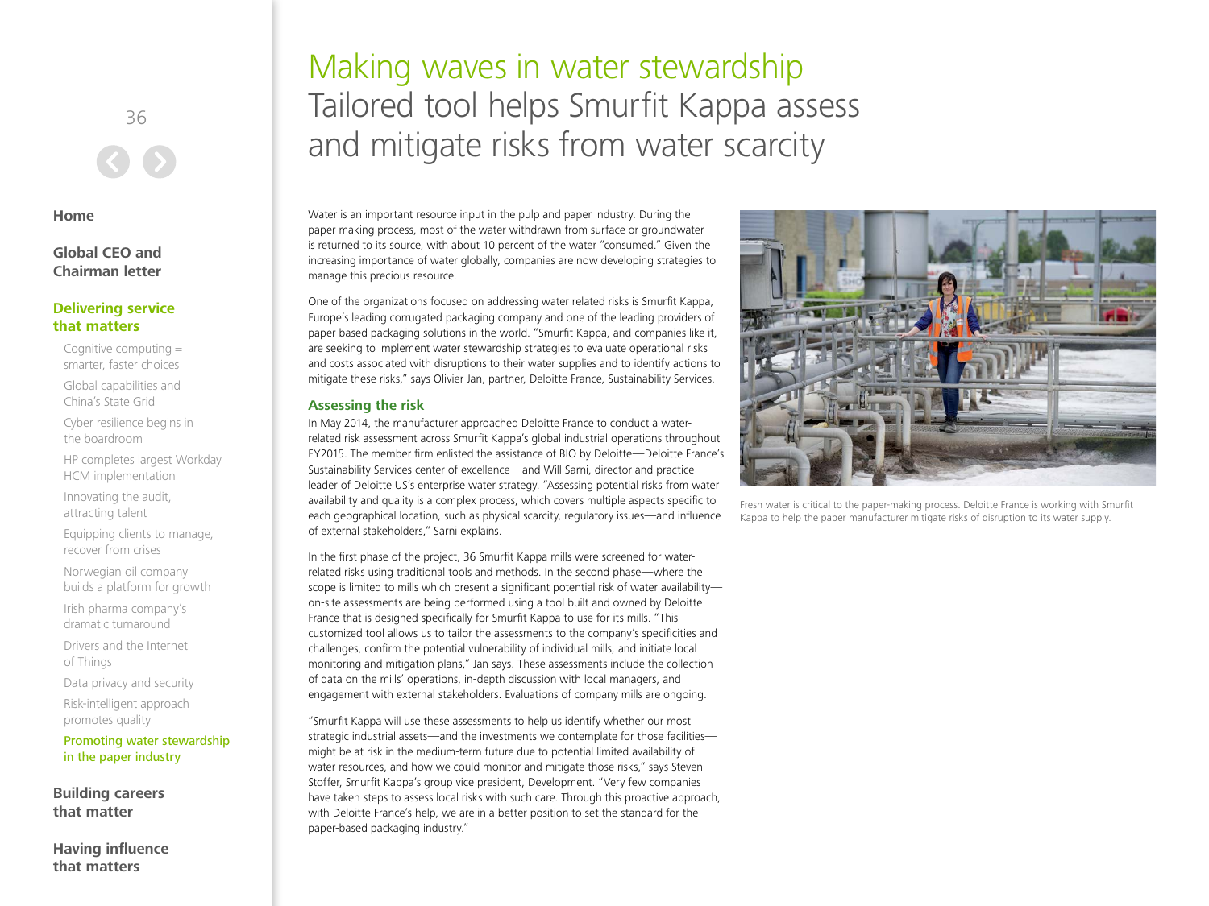# Making waves in water stewardship

## Tailored tool helps Smurfit Kappa assess and mitigate risks from water scarcity

Water is an important resource input in the pulp and paper industry. During the paper-making process, most of the water withdrawn from surface or groundwater is returned to its source, with about 10 percent of the water "consumed." Given the increasing importance of water globally, companies are now developing strategies to manage this precious resource.

One of the organizations focused on addressing water related risks is Smurfit Kappa, Europe's leading corrugated packaging company and one of the leading providers of paper-based packaging solutions in the world. "Smurfit Kappa, and companies like it, are seeking to implement water stewardship strategies to evaluate operational risks and costs associated with disruptions to their water supplies and to identify actions to mitigate these risks," says Olivier Jan, partner, Deloitte France, Sustainability Services.

### Assessing the risk

In May 2014, the manufacturer approached Deloitte France to conduct a water-related risk assessment across Smurfit Kappa's global industrial operations throughout FY2015. The member firm enlisted the assistance of BIO by Deloitte—Deloitte France's Sustainability Services center of excellence—and Will Sarni, director and practice leader of Deloitte US's enterprise water strategy. "Assessing potential risks from water availability and quality is a complex process, which covers multiple aspects specific to each geographical location, such as physical scarcity, regulatory issues—and influence of external stakeholders," Sarni explains.

In the first phase of the project, 36 Smurfit Kappa mills were screened for water-related risks using traditional tools and methods. In the second phase—where the scope is limited to mills which present a significant potential risk of water availability—on-site assessments are being performed using a tool built and owned by Deloitte France that is designed specifically for Smurfit Kappa to use for its mills. "This customized tool allows us to tailor the assessments to the company's specificities and challenges, confirm the potential vulnerability of individual mills, and initiate local monitoring and mitigation plans," Jan says. These assessments include the collection of data on the mills' operations, in-depth discussion with local managers, and engagement with external stakeholders. Evaluations of company mills are ongoing.

"Smurfit Kappa will use these assessments to help us identify whether our most strategic industrial assets—and the investments we contemplate for those facilities—might be at risk in the medium-term future due to potential limited availability of water resources, and how we could monitor and mitigate those risks," says Steven Stoffer, Smurfit Kappa's group vice president, Development. "Very few companies have taken steps to assess local risks with such care. Through this proactive approach, with Deloitte France's help, we are in a better position to set the standard for the paper-based packaging industry."

Fresh water is critical to the paper-making process. Deloitte France is working with Smurfit Kappa to help the paper manufacturer mitigate risks of disruption to its water supply.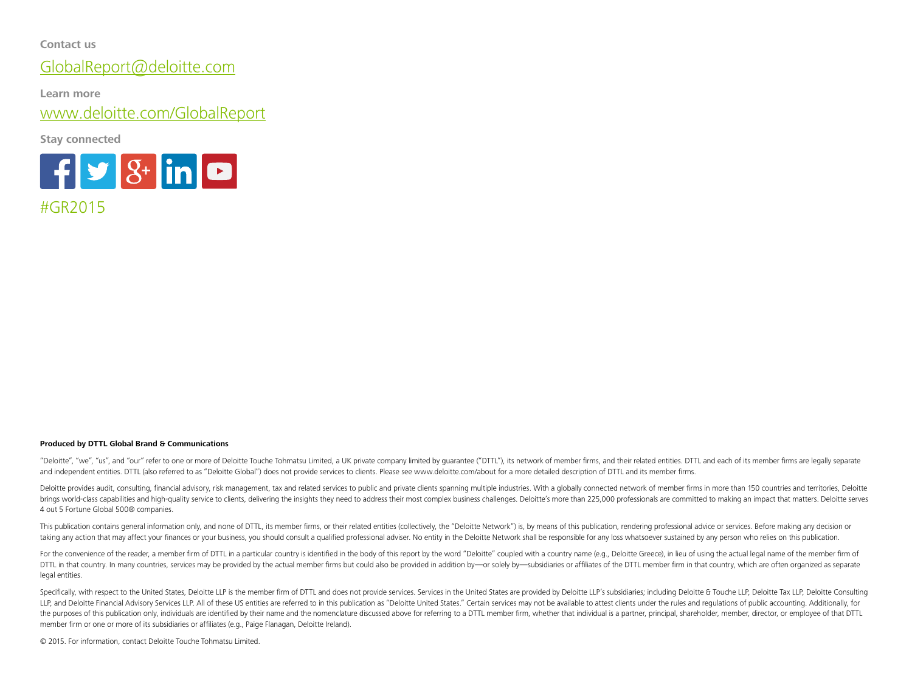**Contact us**

GlobalReport@deloitte.com

**Learn more**

www.deloitte.com/GlobalReport

**Stay connected**

#GR2015

**Produced by DTTL Global Brand & Communications**

"Deloitte", "we", "us", and "our" refer to one or more of Deloitte Touche Tohmatsu Limited, a UK private company limited by guarantee ("DTTL"), its network of member firms, and their related entities. DTTL and each of its member firms are legally separate and independent entities. DTTL (also referred to as "Deloitte Global") does not provide services to clients. Please see www.deloitte.com/about for a more detailed description of DTTL and its member firms.

Deloitte provides audit, consulting, financial advisory, risk management, tax and related services to public and private clients spanning multiple industries. With a globally connected network of member firms in more than 150 countries and territories, Deloitte brings world-class capabilities and high-quality service to clients, delivering the insights they need to address their most complex business challenges. Deloitte's more than 225,000 professionals are committed to making an impact that matters. Deloitte serves 4 out 5 Fortune Global 500® companies.

This publication contains general information only, and none of DTTL, its member firms, or their related entities (collectively, the "Deloitte Network") is, by means of this publication, rendering professional advice or services. Before making any decision or taking any action that may affect your finances or your business, you should consult a qualified professional adviser. No entity in the Deloitte Network shall be responsible for any loss whatsoever sustained by any person who relies on this publication.

For the convenience of the reader, a member firm of DTTL in a particular country is identified in the body of this report by the word "Deloitte" coupled with a country name (e.g., Deloitte Greece), in lieu of using the actual legal name of the member firm of DTTL in that country. In many countries, services may be provided by the actual member firms but could also be provided in addition by—or solely by—subsidiaries or affiliates of the DTTL member firm in that country, which are often organized as separate legal entities.

Specifically, with respect to the United States, Deloitte LLP is the member firm of DTTL and does not provide services. Services in the United States are provided by Deloitte LLP's subsidiaries; including Deloitte & Touche LLP, Deloitte Tax LLP, Deloitte Consulting LLP, and Deloitte Financial Advisory Services LLP. All of these US entities are referred to in this publication as "Deloitte United States." Certain services may not be available to attest clients under the rules and regulations of public accounting. Additionally, for the purposes of this publication only, individuals are identified by their name and the nomenclature discussed above for referring to a DTTL member firm, whether that individual is a partner, principal, shareholder, member, director, or employee of that DTTL member firm or one or more of its subsidiaries or affiliates (e.g., Paige Flanagan, Deloitte Ireland).

© 2015. For information, contact Deloitte Touche Tohmatsu Limited.